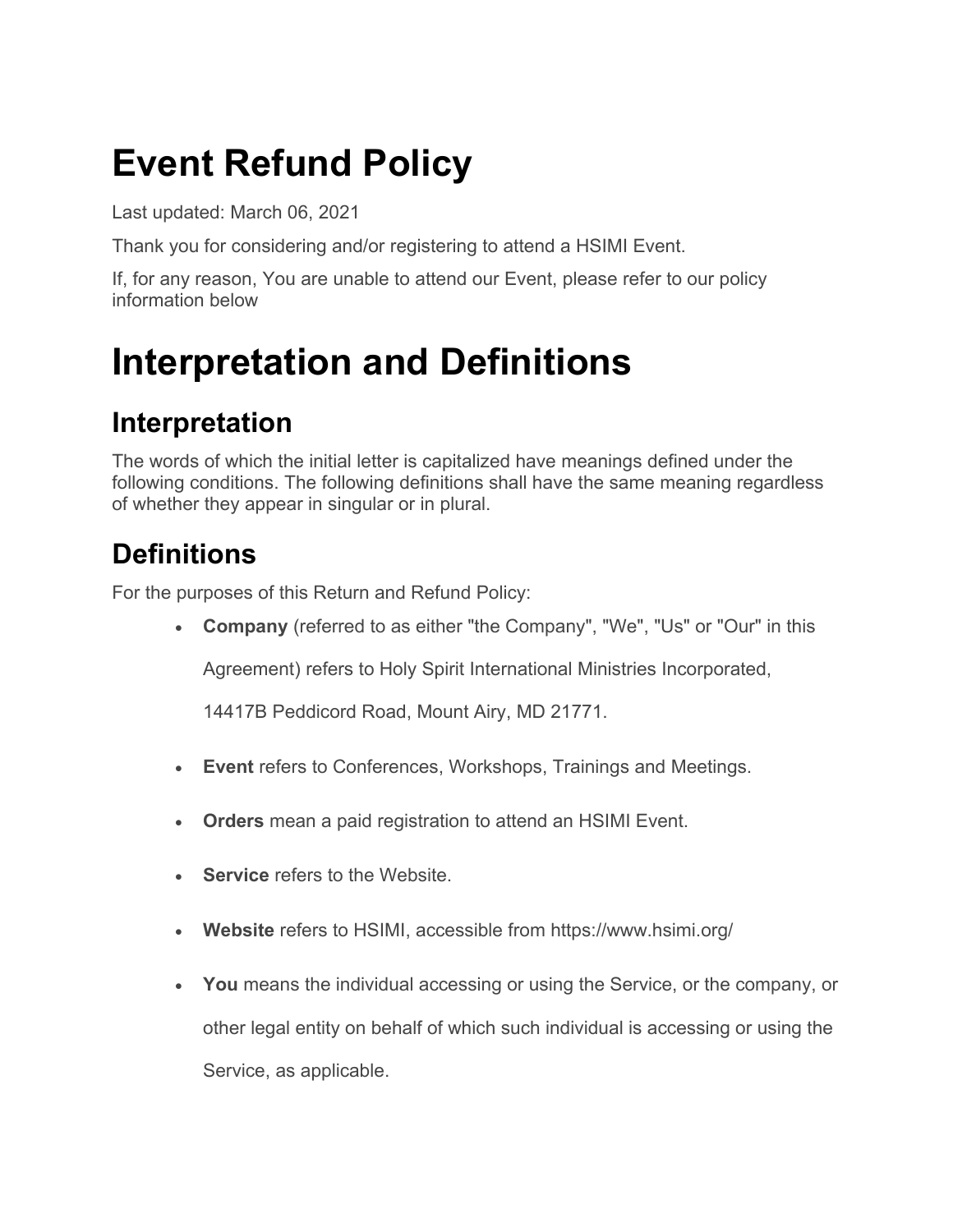# Event Refund Policy

Last updated: March 06, 2021

Thank you for considering and/or registering to attend a HSIMI Event.

If, for any reason, You are unable to attend our Event, please refer to our policy information below

# Interpretation and Definitions

## Interpretation

The words of which the initial letter is capitalized have meanings defined under the following conditions. The following definitions shall have the same meaning regardless of whether they appear in singular or in plural.

## Definitions

For the purposes of this Return and Refund Policy:

- **Company** (referred to as either "the Company", "We", "Us" or "Our" in this Agreement) refers to Holy Spirit International Ministries Incorporated, 14417B Peddicord Road, Mount Airy, MD 21771.
- **Event** refers to Conferences, Workshops, Trainings and Meetings.
- **Orders** mean a paid registration to attend an HSIMI Event.
- **Service** refers to the Website.
- **Website** refers to HSIMI, accessible from https://www.hsimi.org/
- **You** means the individual accessing or using the Service, or the company, or other legal entity on behalf of which such individual is accessing or using the Service, as applicable.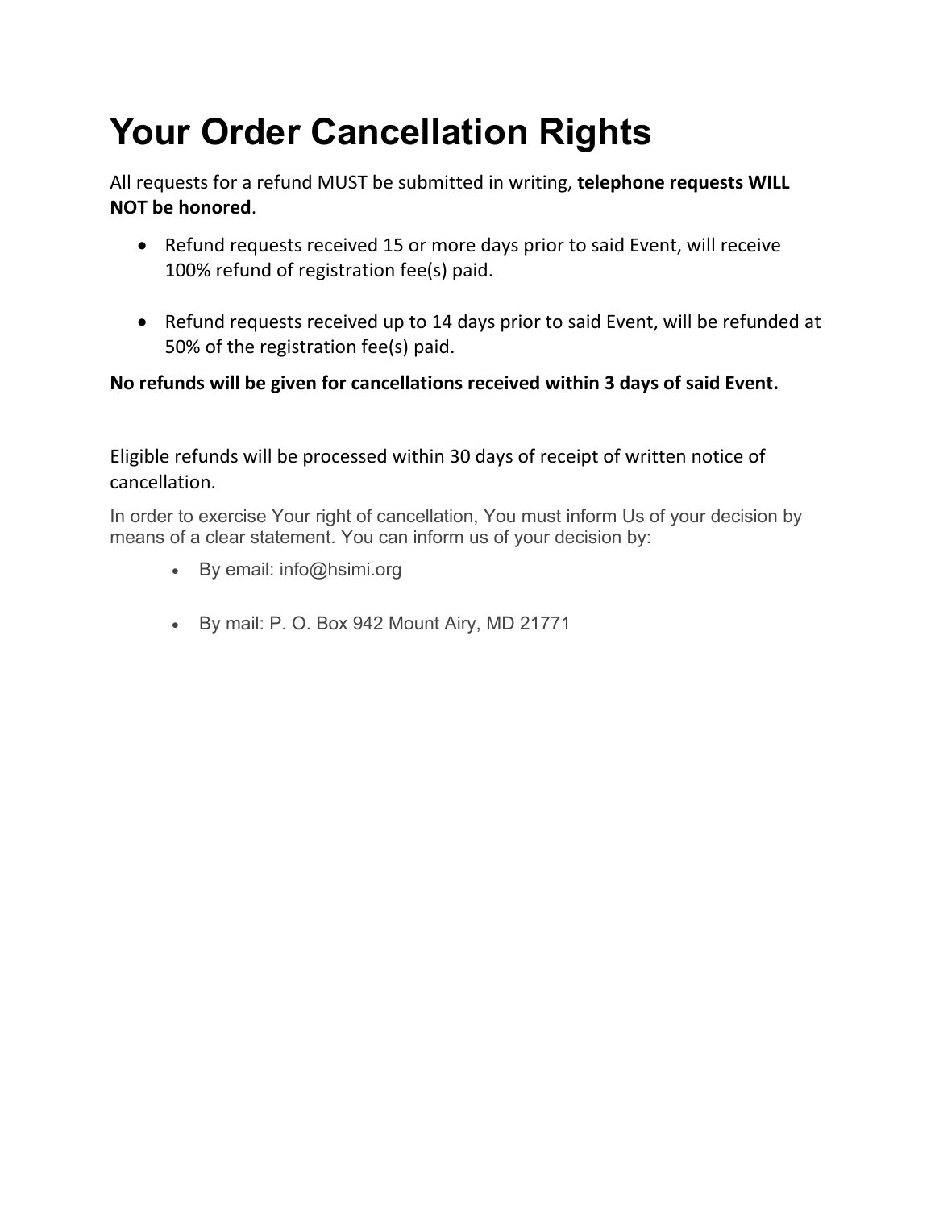# Your Order Cancellation Rights

All requests for a refund MUST be submitted in writing, **telephone requests WILL NOT be honored**.

- Refund requests received 15 or more days prior to said Event, will receive 100% refund of registration fee(s) paid.

- Refund requests received up to 14 days prior to said Event, will be refunded at 50% of the registration fee(s) paid.

**No refunds will be given for cancellations received within 3 days of said Event.**

Eligible refunds will be processed within 30 days of receipt of written notice of cancellation.

In order to exercise Your right of cancellation, You must inform Us of your decision by means of a clear statement. You can inform us of your decision by:

- By email: info@hsimi.org

- By mail: P. O. Box 942 Mount Airy, MD 21771